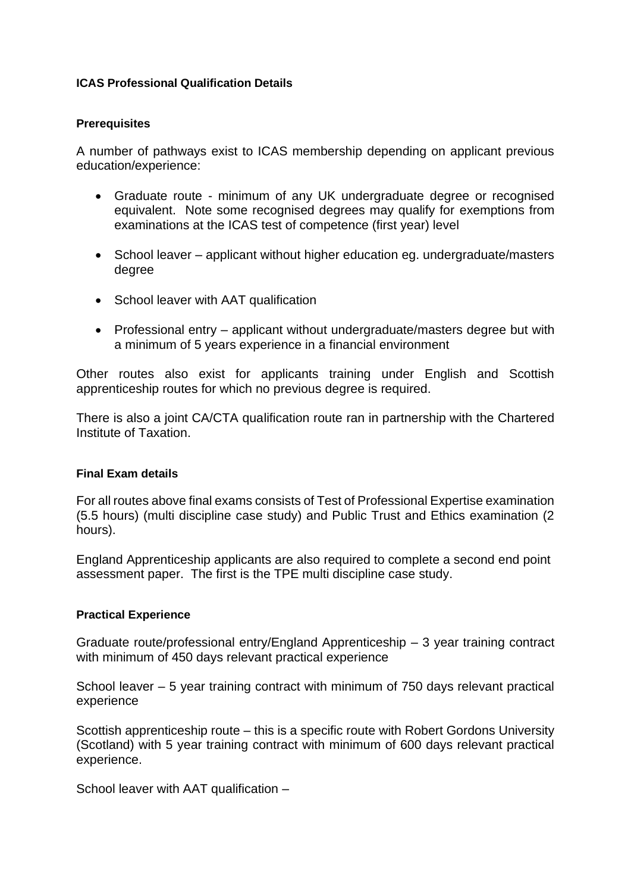**ICAS Professional Qualification Details**

**Prerequisites**

A number of pathways exist to ICAS membership depending on applicant previous education/experience:

- Graduate route - minimum of any UK undergraduate degree or recognised equivalent. Note some recognised degrees may qualify for exemptions from examinations at the ICAS test of competence (first year) level
- School leaver – applicant without higher education eg. undergraduate/masters degree
- School leaver with AAT qualification
- Professional entry – applicant without undergraduate/masters degree but with a minimum of 5 years experience in a financial environment

Other routes also exist for applicants training under English and Scottish apprenticeship routes for which no previous degree is required.

There is also a joint CA/CTA qualification route ran in partnership with the Chartered Institute of Taxation.

**Final Exam details**

For all routes above final exams consists of Test of Professional Expertise examination (5.5 hours) (multi discipline case study) and Public Trust and Ethics examination (2 hours).

England Apprenticeship applicants are also required to complete a second end point assessment paper. The first is the TPE multi discipline case study.

**Practical Experience**

Graduate route/professional entry/England Apprenticeship – 3 year training contract with minimum of 450 days relevant practical experience

School leaver – 5 year training contract with minimum of 750 days relevant practical experience

Scottish apprenticeship route – this is a specific route with Robert Gordons University (Scotland) with 5 year training contract with minimum of 600 days relevant practical experience.

School leaver with AAT qualification –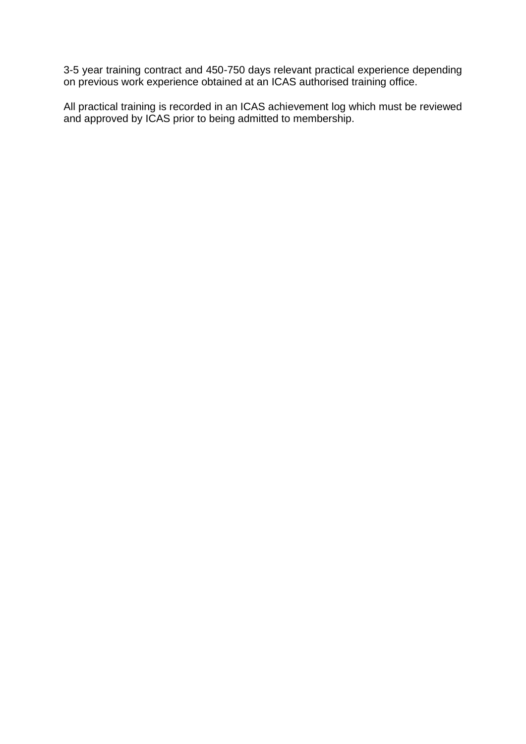3-5 year training contract and 450-750 days relevant practical experience depending on previous work experience obtained at an ICAS authorised training office.

All practical training is recorded in an ICAS achievement log which must be reviewed and approved by ICAS prior to being admitted to membership.